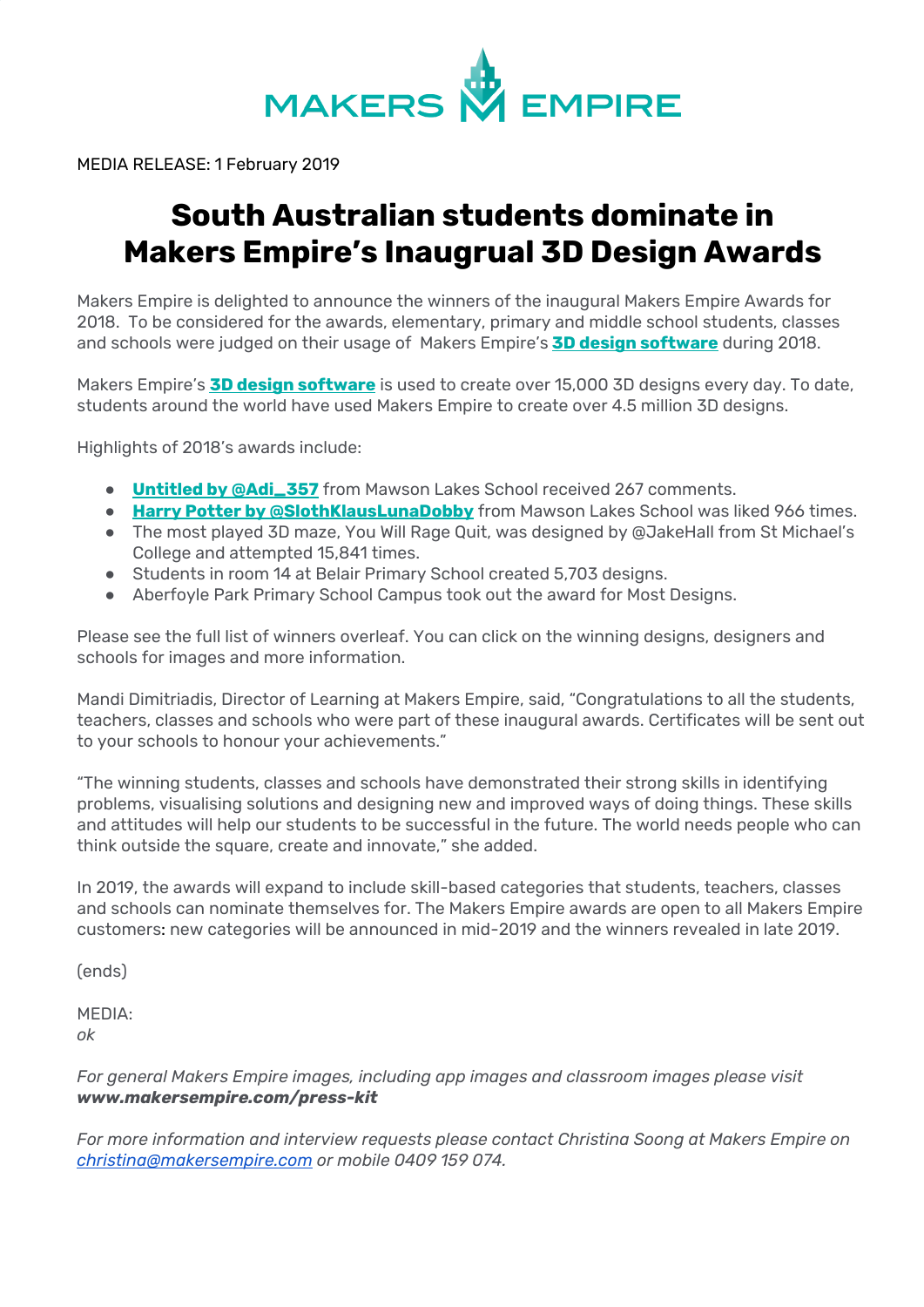MAKERS EMPIRE

MEDIA RELEASE: 1 February 2019

# South Australian students dominate in Makers Empire's Inaugrual 3D Design Awards

Makers Empire is delighted to announce the winners of the inaugural Makers Empire Awards for 2018. To be considered for the awards, elementary, primary and middle school students, classes and schools were judged on their usage of Makers Empire's **3D design software** during 2018.

Makers Empire's **3D design software** is used to create over 15,000 3D designs every day. To date, students around the world have used Makers Empire to create over 4.5 million 3D designs.

Highlights of 2018's awards include:

- **Untitled by @Adi_357** from Mawson Lakes School received 267 comments.
- **Harry Potter by @SlothKlausLunaDobby** from Mawson Lakes School was liked 966 times.
- The most played 3D maze, You Will Rage Quit, was designed by @JakeHall from St Michael's College and attempted 15,841 times.
- Students in room 14 at Belair Primary School created 5,703 designs.
- Aberfoyle Park Primary School Campus took out the award for Most Designs.

Please see the full list of winners overleaf. You can click on the winning designs, designers and schools for images and more information.

Mandi Dimitriadis, Director of Learning at Makers Empire, said, "Congratulations to all the students, teachers, classes and schools who were part of these inaugural awards. Certificates will be sent out to your schools to honour your achievements."

"The winning students, classes and schools have demonstrated their strong skills in identifying problems, visualising solutions and designing new and improved ways of doing things. These skills and attitudes will help our students to be successful in the future. The world needs people who can think outside the square, create and innovate," she added.

In 2019, the awards will expand to include skill-based categories that students, teachers, classes and schools can nominate themselves for. The Makers Empire awards are open to all Makers Empire customers: new categories will be announced in mid-2019 and the winners revealed in late 2019.

(ends)

MEDIA:
*ok*

*For general Makers Empire images, including app images and classroom images please visit **www.makersempire.com/press-kit***

*For more information and interview requests please contact Christina Soong at Makers Empire on christina@makersempire.com or mobile 0409 159 074.*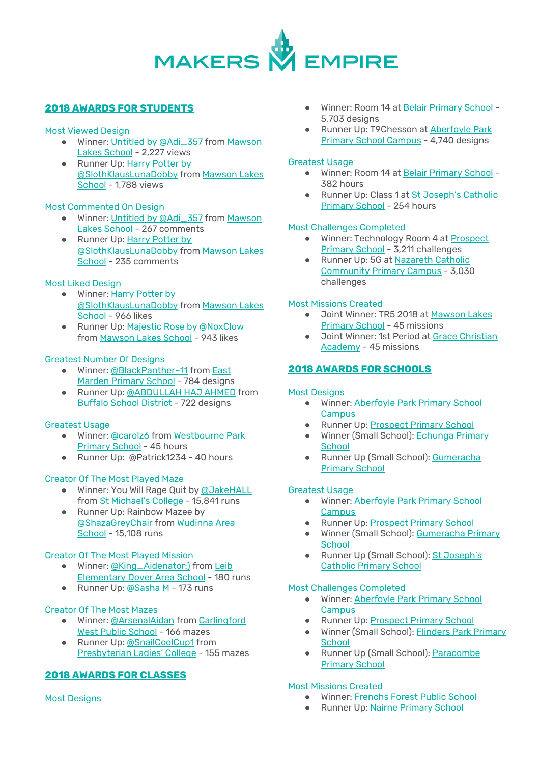# MAKERS EMPIRE

## 2018 AWARDS FOR STUDENTS

### Most Viewed Design

- Winner: Untitled by @Adi_357 from Mawson Lakes School - 2,227 views
- Runner Up: Harry Potter by @SlothKlausLunaDobby from Mawson Lakes School - 1,788 views

### Most Commented On Design

- Winner: Untitled by @Adi_357 from Mawson Lakes School - 267 comments
- Runner Up: Harry Potter by @SlothKlausLunaDobby from Mawson Lakes School - 235 comments

### Most Liked Design

- Winner: Harry Potter by @SlothKlausLunaDobby from Mawson Lakes School - 966 likes
- Runner Up: Majestic Rose by @NoxClow from Mawson Lakes School - 943 likes

### Greatest Number Of Designs

- Winner: @BlackPanther~11 from East Marden Primary School - 784 designs
- Runner Up: @ABDULLAH HAJ AHMED from Buffalo School District - 722 designs

### Greatest Usage

- Winner: @carolz6 from Westbourne Park Primary School - 45 hours
- Runner Up: @Patrick1234 - 40 hours

### Creator Of The Most Played Maze

- Winner: You Will Rage Quit by @JakeHALL from St Michael's College - 15,841 runs
- Runner Up: Rainbow Mazee by @ShazaGreyChair from Wudinna Area School - 15,108 runs

### Creator Of The Most Played Mission

- Winner: @King_Aidenator:) from Leib Elementary Dover Area School - 180 runs
- Runner Up: @Sasha M - 173 runs

### Creator Of The Most Mazes

- Winner: @ArsenalAidan from Carlingford West Public School - 166 mazes
- Runner Up: @SnailCoolCup1 from Presbyterian Ladies' College - 155 mazes

## 2018 AWARDS FOR CLASSES

### Most Designs

- Winner: Room 14 at Belair Primary School - 5,703 designs
- Runner Up: T9Chesson at Aberfoyle Park Primary School Campus - 4,740 designs

### Greatest Usage

- Winner: Room 14 at Belair Primary School - 382 hours
- Runner Up: Class 1 at St Joseph's Catholic Primary School - 254 hours

### Most Challenges Completed

- Winner: Technology Room 4 at Prospect Primary School - 3,211 challenges
- Runner Up: 5G at Nazareth Catholic Community Primary Campus - 3,030 challenges

### Most Missions Created

- Joint Winner: TR5 2018 at Mawson Lakes Primary School - 45 missions
- Joint Winner: 1st Period at Grace Christian Academy - 45 missions

## 2018 AWARDS FOR SCHOOLS

### Most Designs

- Winner: Aberfoyle Park Primary School Campus
- Runner Up: Prospect Primary School
- Winner (Small School): Echunga Primary School
- Runner Up (Small School): Gumeracha Primary School

### Greatest Usage

- Winner: Aberfoyle Park Primary School Campus
- Runner Up: Prospect Primary School
- Winner (Small School): Gumeracha Primary School
- Runner Up (Small School): St Joseph's Catholic Primary School

### Most Challenges Completed

- Winner: Aberfoyle Park Primary School Campus
- Runner Up: Prospect Primary School
- Winner (Small School): Flinders Park Primary School
- Runner Up (Small School): Paracombe Primary School

### Most Missions Created

- Winner: Frenchs Forest Public School
- Runner Up: Nairne Primary School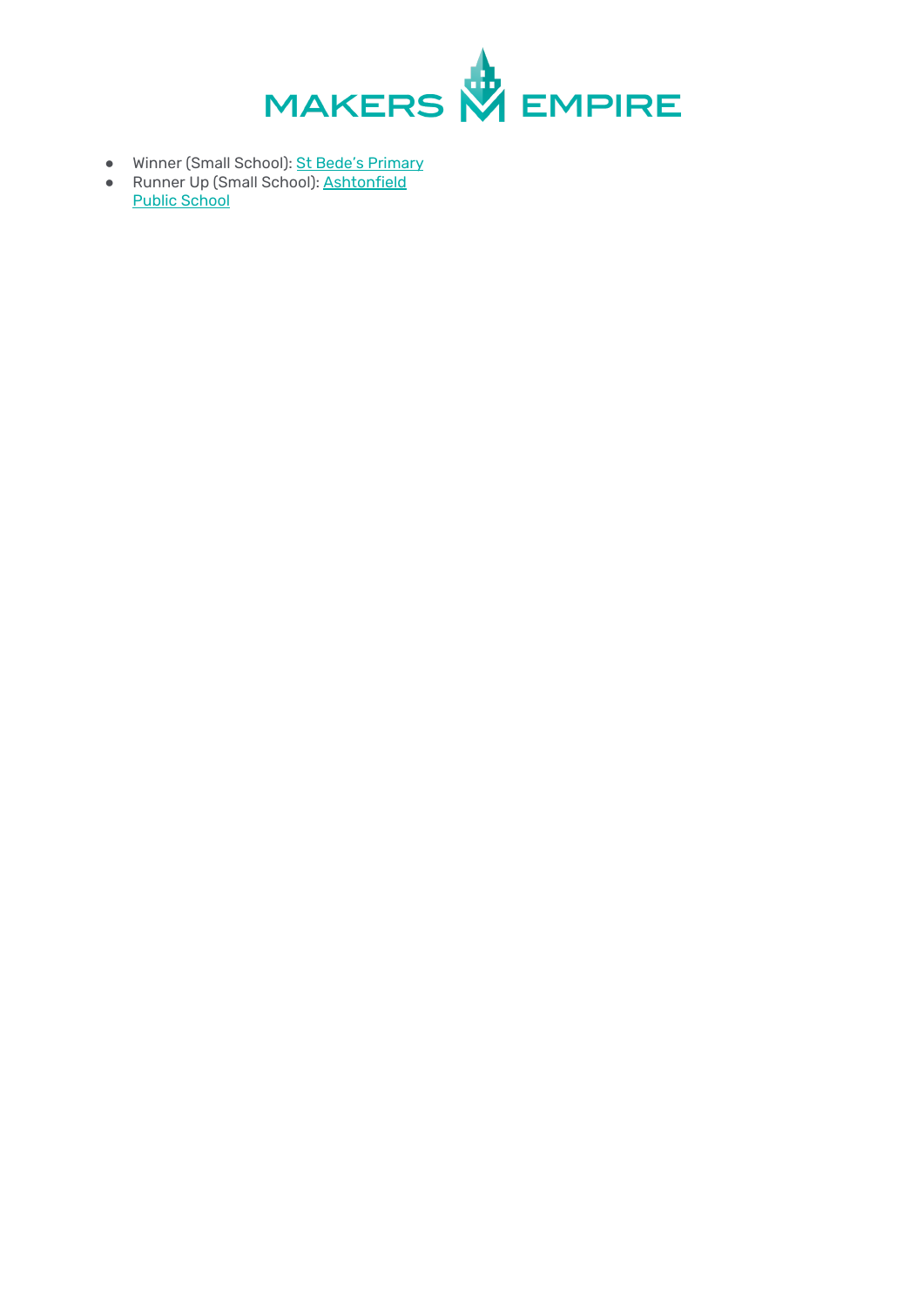- Winner (Small School): St Bede's Primary
- Runner Up (Small School): Ashtonfield Public School